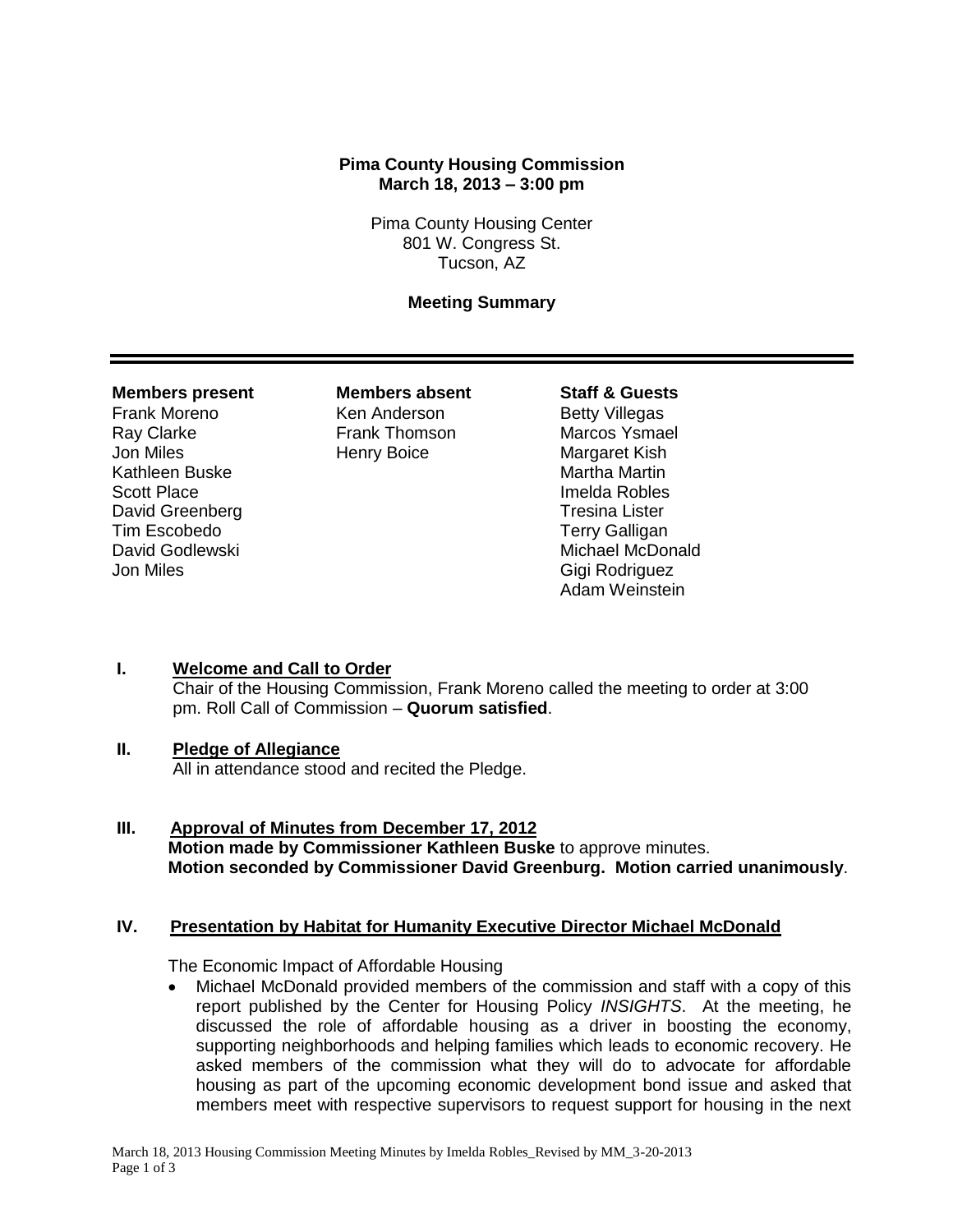**Pima County Housing Commission**
**March 18, 2013 – 3:00 pm**

Pima County Housing Center
801 W. Congress St.
Tucson, AZ

**Meeting Summary**

---

| **Members present** | **Members absent** | **Staff & Guests** |
|---|---|---|
| Frank Moreno | Ken Anderson | Betty Villegas |
| Ray Clarke | Frank Thomson | Marcos Ysmael |
| Jon Miles | Henry Boice | Margaret Kish |
| Kathleen Buske | | Martha Martin |
| Scott Place | | Imelda Robles |
| David Greenberg | | Tresina Lister |
| Tim Escobedo | | Terry Galligan |
| David Godlewski | | Michael McDonald |
| Jon Miles | | Gigi Rodriguez |
| | | Adam Weinstein |

**I. Welcome and Call to Order**

Chair of the Housing Commission, Frank Moreno called the meeting to order at 3:00 pm. Roll Call of Commission – **Quorum satisfied**.

**II. Pledge of Allegiance**

All in attendance stood and recited the Pledge.

**III. Approval of Minutes from December 17, 2012**

**Motion made by Commissioner Kathleen Buske** to approve minutes.
**Motion seconded by Commissioner David Greenburg. Motion carried unanimously**.

**IV. Presentation by Habitat for Humanity Executive Director Michael McDonald**

The Economic Impact of Affordable Housing

- Michael McDonald provided members of the commission and staff with a copy of this report published by the Center for Housing Policy *INSIGHTS*. At the meeting, he discussed the role of affordable housing as a driver in boosting the economy, supporting neighborhoods and helping families which leads to economic recovery. He asked members of the commission what they will do to advocate for affordable housing as part of the upcoming economic development bond issue and asked that members meet with respective supervisors to request support for housing in the next

March 18, 2013 Housing Commission Meeting Minutes by Imelda Robles_Revised by MM_3-20-2013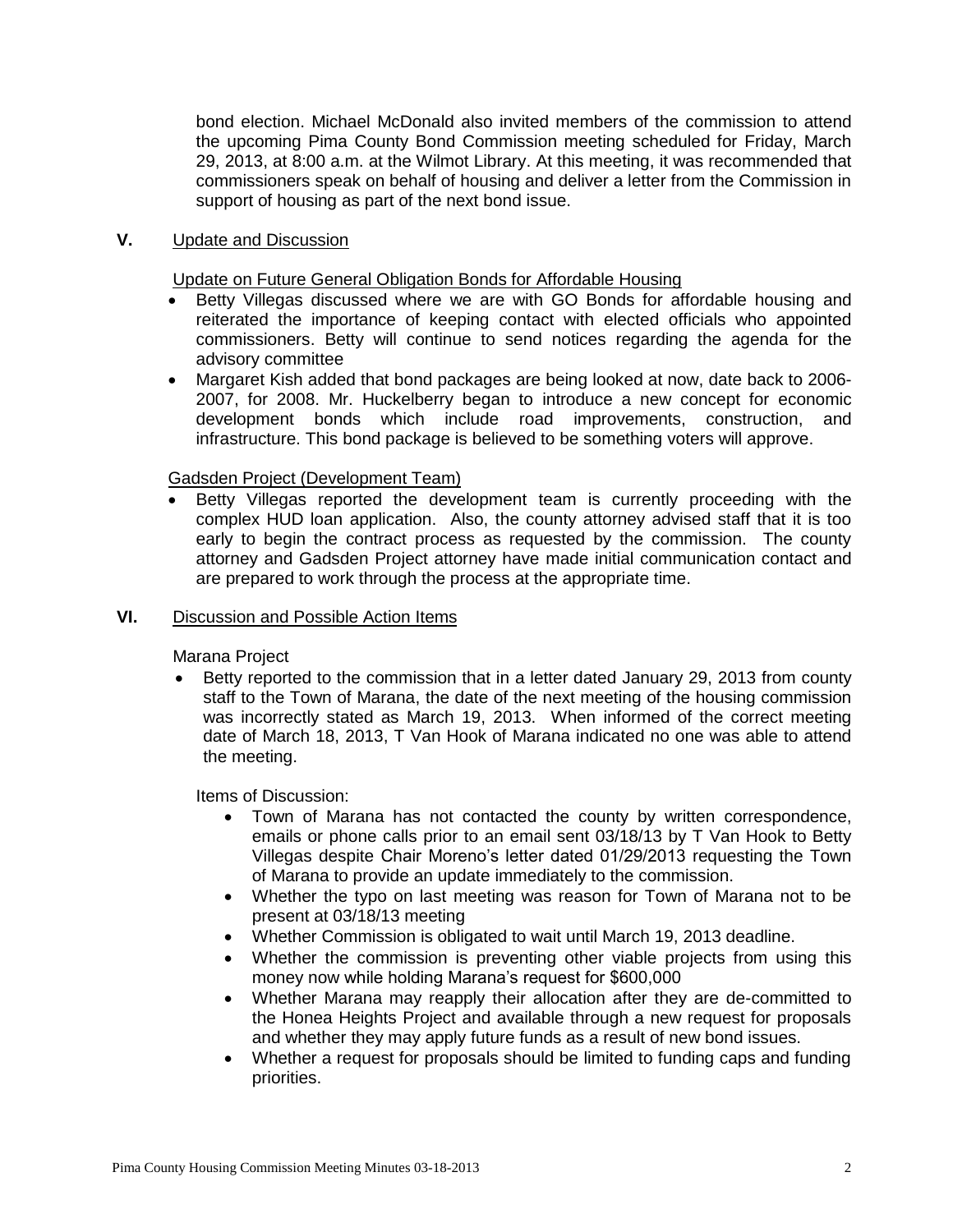bond election. Michael McDonald also invited members of the commission to attend the upcoming Pima County Bond Commission meeting scheduled for Friday, March 29, 2013, at 8:00 a.m. at the Wilmot Library. At this meeting, it was recommended that commissioners speak on behalf of housing and deliver a letter from the Commission in support of housing as part of the next bond issue.

**V.** Update and Discussion

Update on Future General Obligation Bonds for Affordable Housing

- Betty Villegas discussed where we are with GO Bonds for affordable housing and reiterated the importance of keeping contact with elected officials who appointed commissioners. Betty will continue to send notices regarding the agenda for the advisory committee
- Margaret Kish added that bond packages are being looked at now, date back to 2006-2007, for 2008. Mr. Huckelberry began to introduce a new concept for economic development bonds which include road improvements, construction, and infrastructure. This bond package is believed to be something voters will approve.

Gadsden Project (Development Team)

- Betty Villegas reported the development team is currently proceeding with the complex HUD loan application. Also, the county attorney advised staff that it is too early to begin the contract process as requested by the commission. The county attorney and Gadsden Project attorney have made initial communication contact and are prepared to work through the process at the appropriate time.

**VI.** Discussion and Possible Action Items

Marana Project

- Betty reported to the commission that in a letter dated January 29, 2013 from county staff to the Town of Marana, the date of the next meeting of the housing commission was incorrectly stated as March 19, 2013. When informed of the correct meeting date of March 18, 2013, T Van Hook of Marana indicated no one was able to attend the meeting.

Items of Discussion:

- Town of Marana has not contacted the county by written correspondence, emails or phone calls prior to an email sent 03/18/13 by T Van Hook to Betty Villegas despite Chair Moreno's letter dated 01/29/2013 requesting the Town of Marana to provide an update immediately to the commission.
- Whether the typo on last meeting was reason for Town of Marana not to be present at 03/18/13 meeting
- Whether Commission is obligated to wait until March 19, 2013 deadline.
- Whether the commission is preventing other viable projects from using this money now while holding Marana's request for $600,000
- Whether Marana may reapply their allocation after they are de-committed to the Honea Heights Project and available through a new request for proposals and whether they may apply future funds as a result of new bond issues.
- Whether a request for proposals should be limited to funding caps and funding priorities.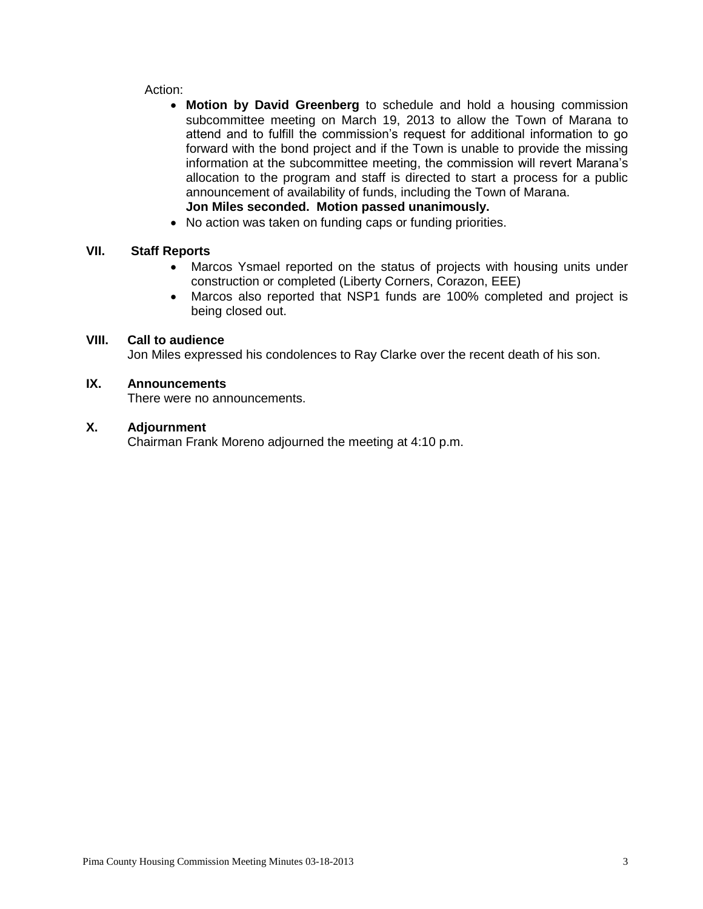Action:

- **Motion by David Greenberg** to schedule and hold a housing commission subcommittee meeting on March 19, 2013 to allow the Town of Marana to attend and to fulfill the commission's request for additional information to go forward with the bond project and if the Town is unable to provide the missing information at the subcommittee meeting, the commission will revert Marana's allocation to the program and staff is directed to start a process for a public announcement of availability of funds, including the Town of Marana.
  **Jon Miles seconded. Motion passed unanimously.**
- No action was taken on funding caps or funding priorities.

## VII. Staff Reports

- Marcos Ysmael reported on the status of projects with housing units under construction or completed (Liberty Corners, Corazon, EEE)
- Marcos also reported that NSP1 funds are 100% completed and project is being closed out.

## VIII. Call to audience

Jon Miles expressed his condolences to Ray Clarke over the recent death of his son.

## IX. Announcements

There were no announcements.

## X. Adjournment

Chairman Frank Moreno adjourned the meeting at 4:10 p.m.